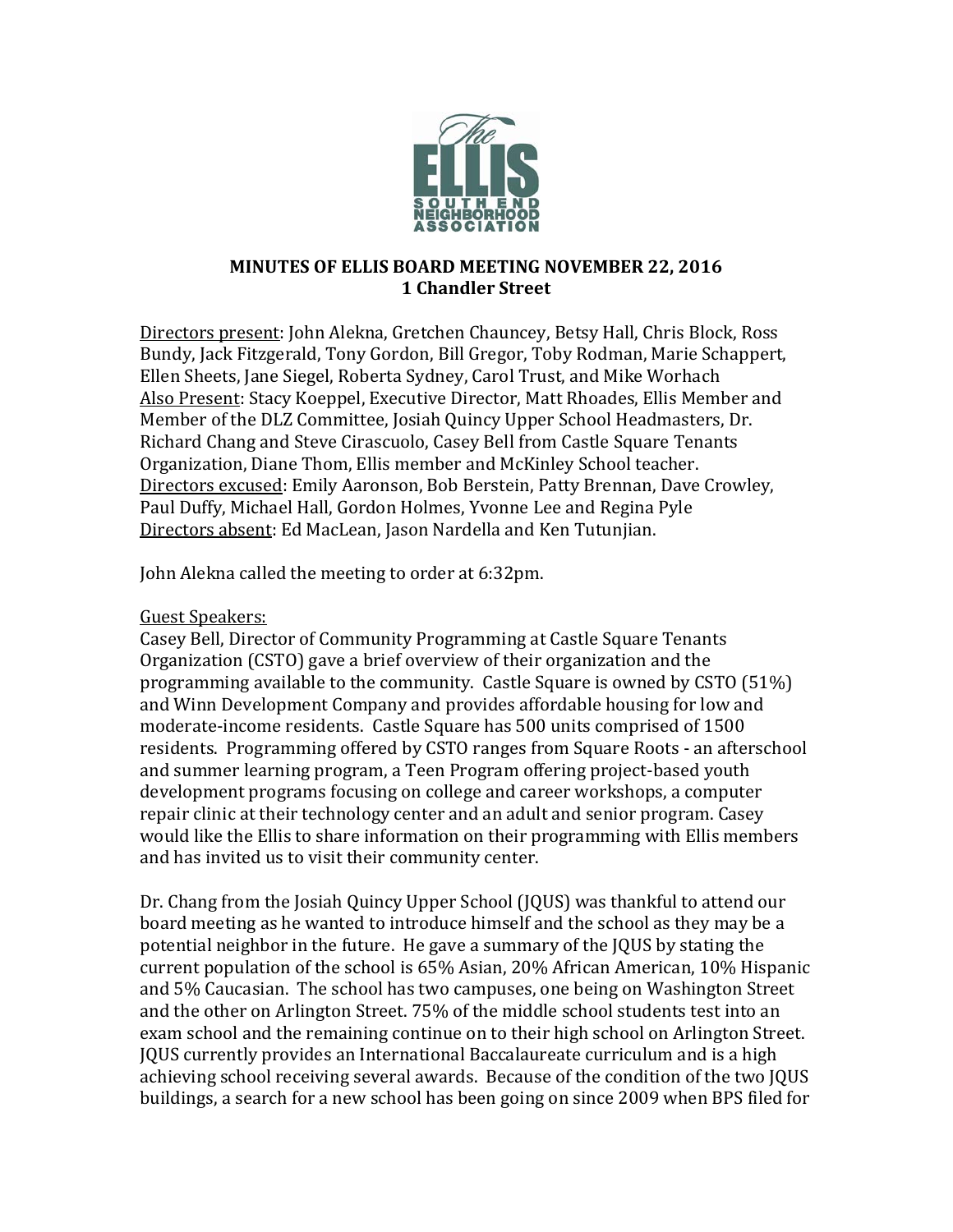# MINUTES OF ELLIS BOARD MEETING NOVEMBER 22, 2016
## 1 Chandler Street

Directors present: John Alekna, Gretchen Chauncey, Betsy Hall, Chris Block, Ross Bundy, Jack Fitzgerald, Tony Gordon, Bill Gregor, Toby Rodman, Marie Schappert, Ellen Sheets, Jane Siegel, Roberta Sydney, Carol Trust, and Mike Worhach
Also Present: Stacy Koeppel, Executive Director, Matt Rhoades, Ellis Member and Member of the DLZ Committee, Josiah Quincy Upper School Headmasters, Dr. Richard Chang and Steve Cirascuolo, Casey Bell from Castle Square Tenants Organization, Diane Thom, Ellis member and McKinley School teacher.
Directors excused: Emily Aaronson, Bob Berstein, Patty Brennan, Dave Crowley, Paul Duffy, Michael Hall, Gordon Holmes, Yvonne Lee and Regina Pyle
Directors absent: Ed MacLean, Jason Nardella and Ken Tutunjian.

John Alekna called the meeting to order at 6:32pm.

Guest Speakers:
Casey Bell, Director of Community Programming at Castle Square Tenants Organization (CSTO) gave a brief overview of their organization and the programming available to the community. Castle Square is owned by CSTO (51%) and Winn Development Company and provides affordable housing for low and moderate-income residents. Castle Square has 500 units comprised of 1500 residents. Programming offered by CSTO ranges from Square Roots - an afterschool and summer learning program, a Teen Program offering project-based youth development programs focusing on college and career workshops, a computer repair clinic at their technology center and an adult and senior program. Casey would like the Ellis to share information on their programming with Ellis members and has invited us to visit their community center.

Dr. Chang from the Josiah Quincy Upper School (JQUS) was thankful to attend our board meeting as he wanted to introduce himself and the school as they may be a potential neighbor in the future. He gave a summary of the JQUS by stating the current population of the school is 65% Asian, 20% African American, 10% Hispanic and 5% Caucasian. The school has two campuses, one being on Washington Street and the other on Arlington Street. 75% of the middle school students test into an exam school and the remaining continue on to their high school on Arlington Street. JQUS currently provides an International Baccalaureate curriculum and is a high achieving school receiving several awards. Because of the condition of the two JQUS buildings, a search for a new school has been going on since 2009 when BPS filed for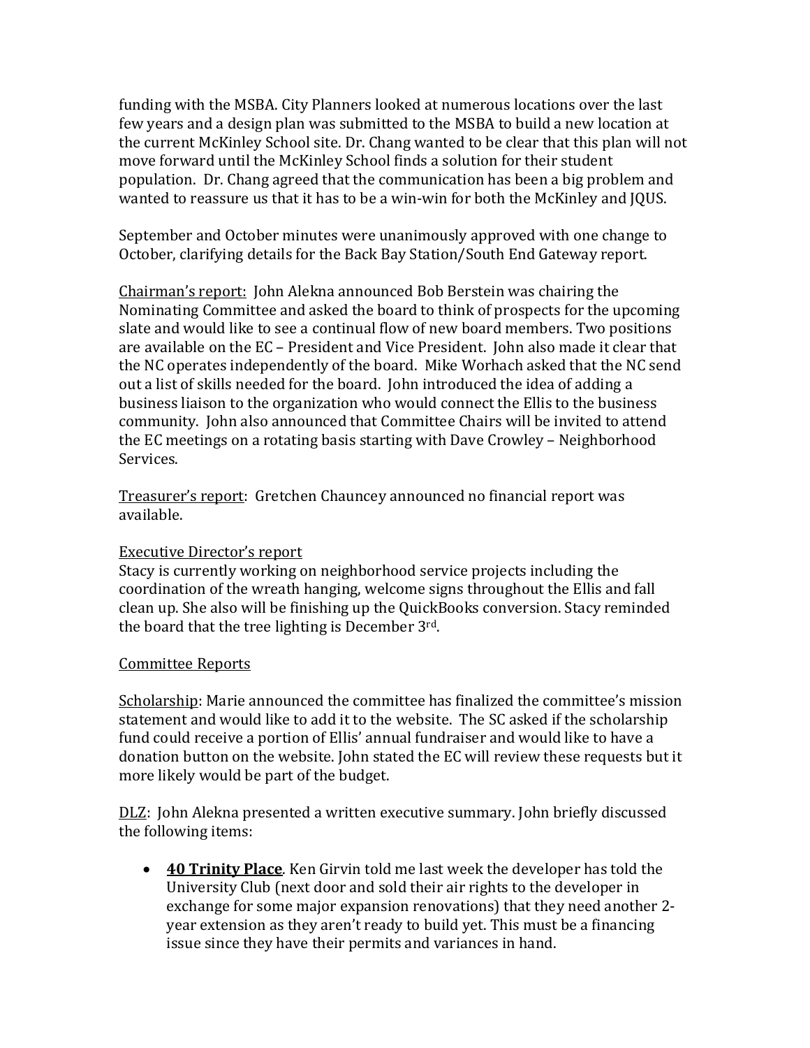funding with the MSBA. City Planners looked at numerous locations over the last few years and a design plan was submitted to the MSBA to build a new location at the current McKinley School site. Dr. Chang wanted to be clear that this plan will not move forward until the McKinley School finds a solution for their student population. Dr. Chang agreed that the communication has been a big problem and wanted to reassure us that it has to be a win-win for both the McKinley and JQUS.

September and October minutes were unanimously approved with one change to October, clarifying details for the Back Bay Station/South End Gateway report.

Chairman's report: John Alekna announced Bob Berstein was chairing the Nominating Committee and asked the board to think of prospects for the upcoming slate and would like to see a continual flow of new board members. Two positions are available on the EC – President and Vice President. John also made it clear that the NC operates independently of the board. Mike Worhach asked that the NC send out a list of skills needed for the board. John introduced the idea of adding a business liaison to the organization who would connect the Ellis to the business community. John also announced that Committee Chairs will be invited to attend the EC meetings on a rotating basis starting with Dave Crowley – Neighborhood Services.

Treasurer's report: Gretchen Chauncey announced no financial report was available.

Executive Director's report

Stacy is currently working on neighborhood service projects including the coordination of the wreath hanging, welcome signs throughout the Ellis and fall clean up. She also will be finishing up the QuickBooks conversion. Stacy reminded the board that the tree lighting is December 3rd.

Committee Reports

Scholarship: Marie announced the committee has finalized the committee's mission statement and would like to add it to the website. The SC asked if the scholarship fund could receive a portion of Ellis' annual fundraiser and would like to have a donation button on the website. John stated the EC will review these requests but it more likely would be part of the budget.

DLZ: John Alekna presented a written executive summary. John briefly discussed the following items:

- **40 Trinity Place**. Ken Girvin told me last week the developer has told the University Club (next door and sold their air rights to the developer in exchange for some major expansion renovations) that they need another 2-year extension as they aren't ready to build yet. This must be a financing issue since they have their permits and variances in hand.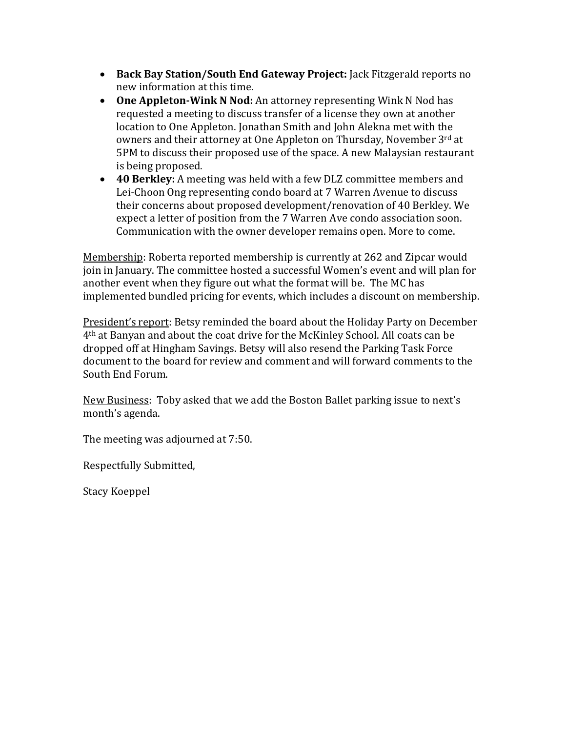- **Back Bay Station/South End Gateway Project:** Jack Fitzgerald reports no new information at this time.
- **One Appleton-Wink N Nod:** An attorney representing Wink N Nod has requested a meeting to discuss transfer of a license they own at another location to One Appleton. Jonathan Smith and John Alekna met with the owners and their attorney at One Appleton on Thursday, November 3rd at 5PM to discuss their proposed use of the space. A new Malaysian restaurant is being proposed.
- **40 Berkley:** A meeting was held with a few DLZ committee members and Lei-Choon Ong representing condo board at 7 Warren Avenue to discuss their concerns about proposed development/renovation of 40 Berkley. We expect a letter of position from the 7 Warren Ave condo association soon. Communication with the owner developer remains open. More to come.

Membership: Roberta reported membership is currently at 262 and Zipcar would join in January. The committee hosted a successful Women's event and will plan for another event when they figure out what the format will be. The MC has implemented bundled pricing for events, which includes a discount on membership.

President's report: Betsy reminded the board about the Holiday Party on December 4th at Banyan and about the coat drive for the McKinley School. All coats can be dropped off at Hingham Savings. Betsy will also resend the Parking Task Force document to the board for review and comment and will forward comments to the South End Forum.

New Business: Toby asked that we add the Boston Ballet parking issue to next's month's agenda.

The meeting was adjourned at 7:50.

Respectfully Submitted,

Stacy Koeppel